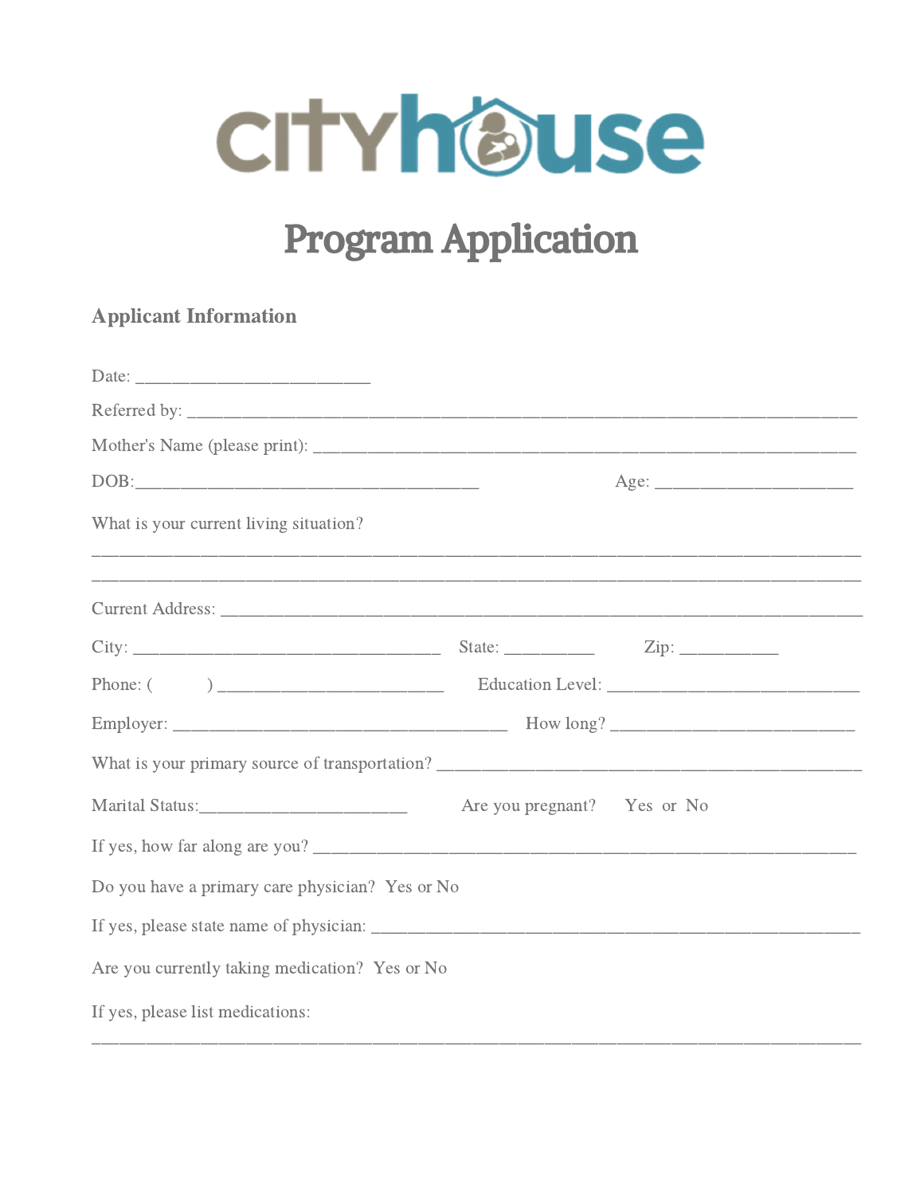# cityhouse

# Program Application

## Applicant Information

Date: __________________________

Referred by: ____________________________________________________________________________

Mother's Name (please print): ______________________________________________________________

DOB:_______________________________________ Age: ______________________

What is your current living situation?

________________________________________________________________________________________

________________________________________________________________________________________

Current Address: ________________________________________________________________________

City: ___________________________________ State: __________ Zip: ___________

Phone: (          ) __________________________ Education Level: _____________________________

Employer: ______________________________________ How long? ___________________________

What is your primary source of transportation? _______________________________________________

Marital Status:_______________________ Are you pregnant? Yes or No

If yes, how far along are you? _____________________________________________________________

Do you have a primary care physician? Yes or No

If yes, please state name of physician: ______________________________________________________

Are you currently taking medication? Yes or No

If yes, please list medications:

________________________________________________________________________________________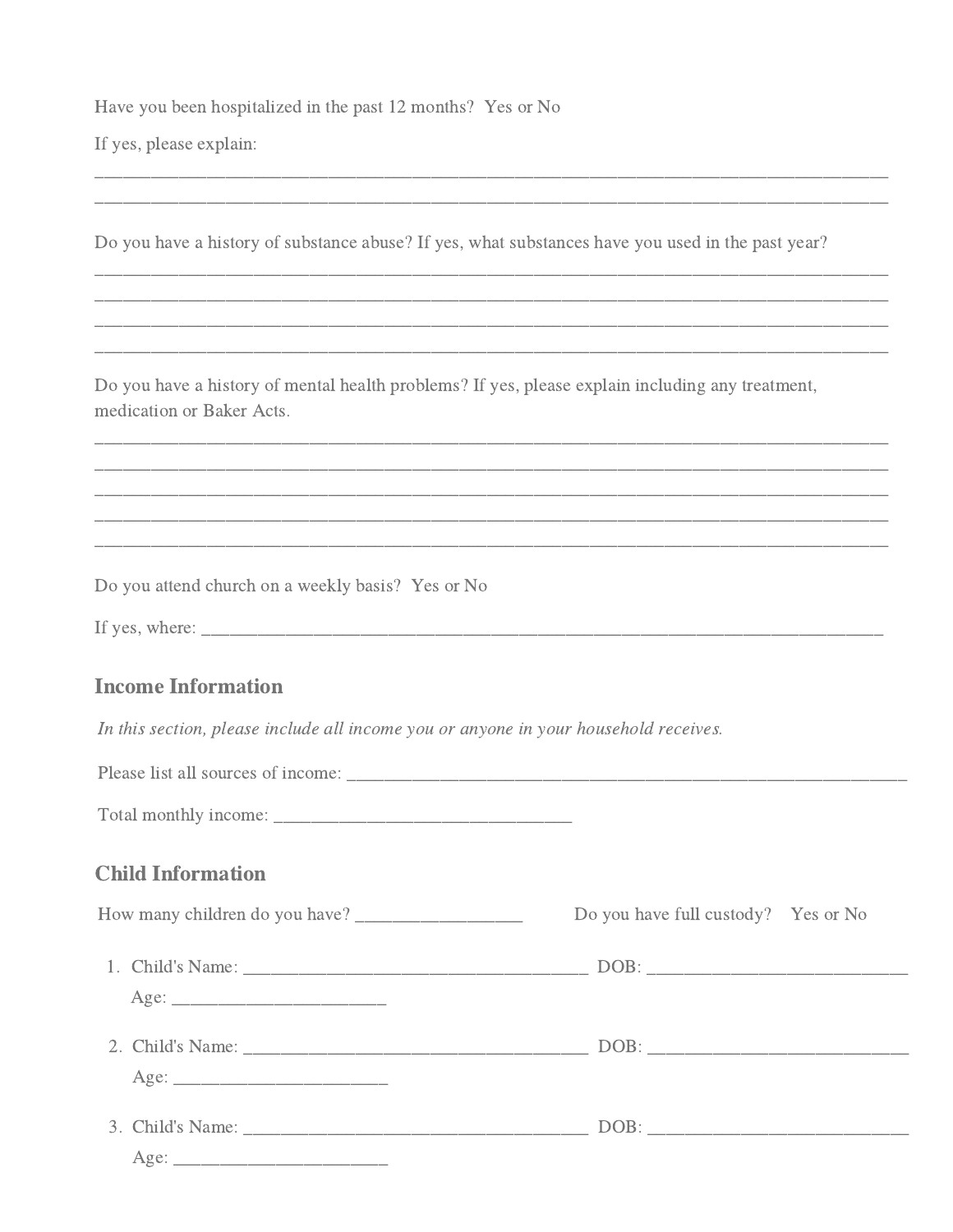Have you been hospitalized in the past 12 months? Yes or No

If yes, please explain:

_______________________________________________________________________________
_______________________________________________________________________________

Do you have a history of substance abuse? If yes, what substances have you used in the past year?

_______________________________________________________________________________
_______________________________________________________________________________
_______________________________________________________________________________
_______________________________________________________________________________

Do you have a history of mental health problems? If yes, please explain including any treatment, medication or Baker Acts.

_______________________________________________________________________________
_______________________________________________________________________________
_______________________________________________________________________________
_______________________________________________________________________________
_______________________________________________________________________________

Do you attend church on a weekly basis? Yes or No

If yes, where: _________________________________________________________________

## Income Information

*In this section, please include all income you or anyone in your household receives.*

Please list all sources of income: ______________________________________________________

Total monthly income: ______________________________

## Child Information

How many children do you have? ________________ Do you have full custody? Yes or No

1. Child's Name: ___________________________________ DOB: ________________________
   Age: ____________________
2. Child's Name: ___________________________________ DOB: ________________________
   Age: ____________________
3. Child's Name: ___________________________________ DOB: ________________________
   Age: ____________________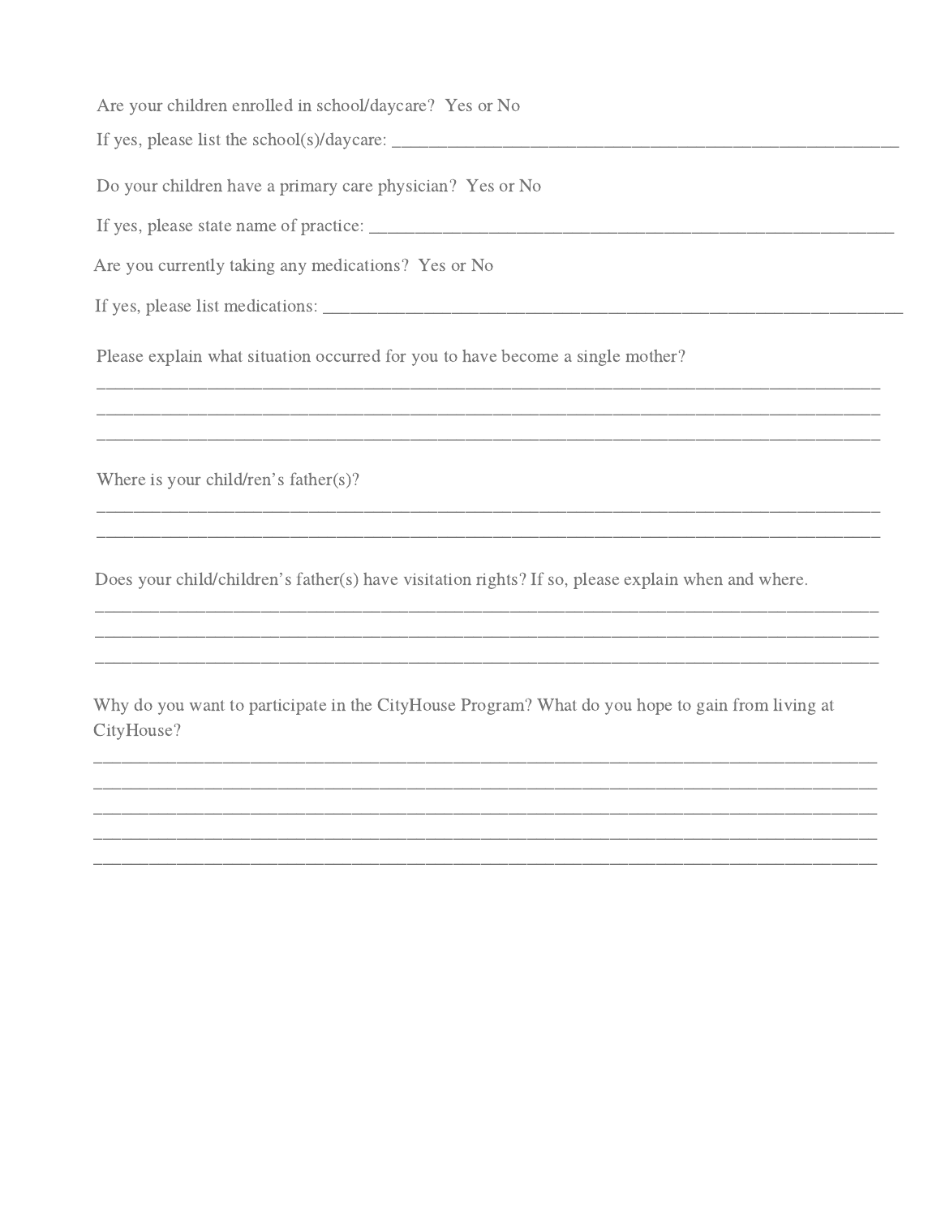Are your children enrolled in school/daycare? Yes or No

If yes, please list the school(s)/daycare: ____________________________________________________________

Do your children have a primary care physician? Yes or No

If yes, please state name of practice: ______________________________________________________________

Are you currently taking any medications? Yes or No

If yes, please list medications: ____________________________________________________________________

Please explain what situation occurred for you to have become a single mother?

_____________________________________________________________________________________________
_____________________________________________________________________________________________
_____________________________________________________________________________________________

Where is your child/ren's father(s)?

_____________________________________________________________________________________________
_____________________________________________________________________________________________

Does your child/children's father(s) have visitation rights? If so, please explain when and where.

_____________________________________________________________________________________________
_____________________________________________________________________________________________
_____________________________________________________________________________________________

Why do you want to participate in the CityHouse Program? What do you hope to gain from living at CityHouse?

_____________________________________________________________________________________________
_____________________________________________________________________________________________
_____________________________________________________________________________________________
_____________________________________________________________________________________________
_____________________________________________________________________________________________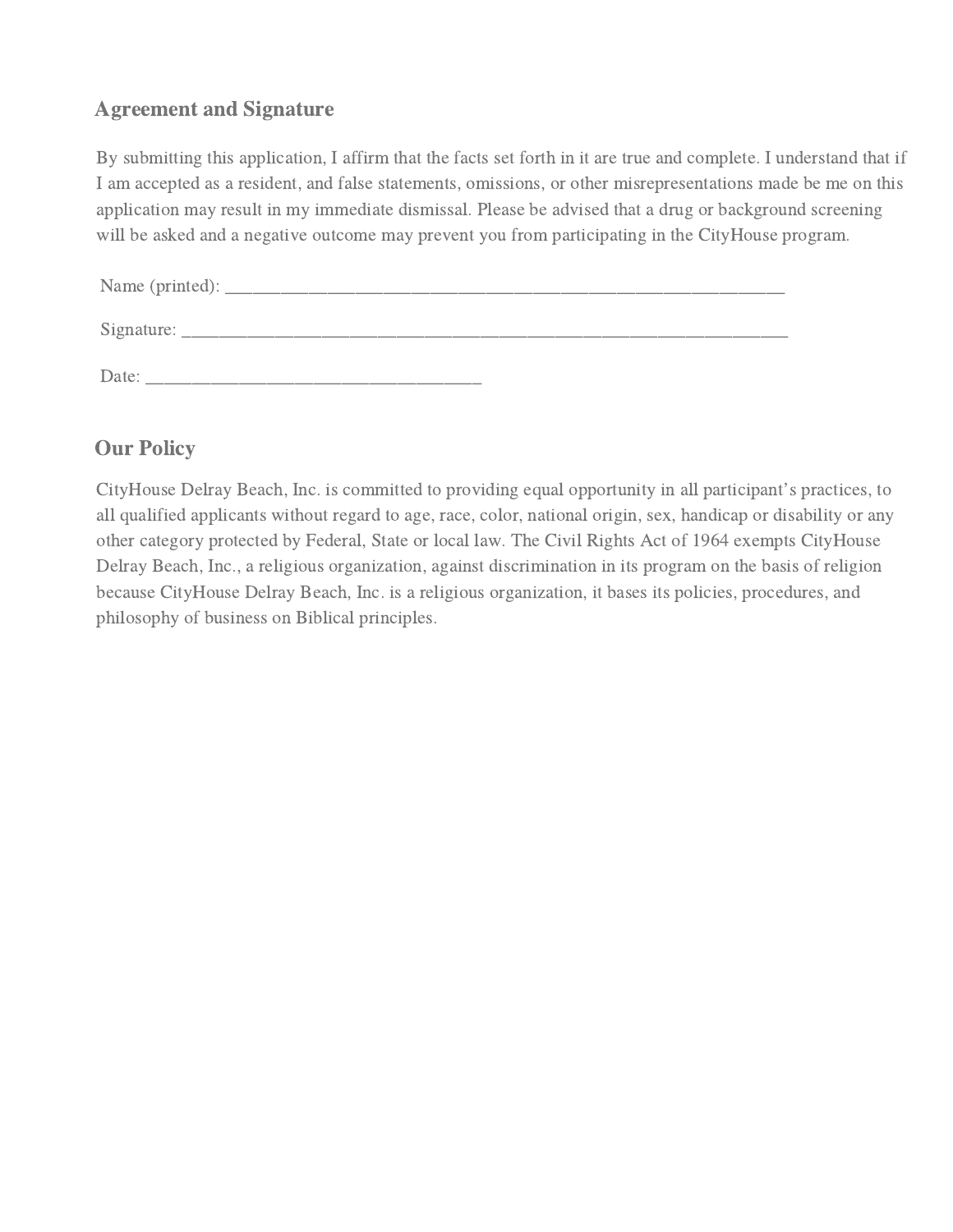## Agreement and Signature

By submitting this application, I affirm that the facts set forth in it are true and complete. I understand that if I am accepted as a resident, and false statements, omissions, or other misrepresentations made be me on this application may result in my immediate dismissal. Please be advised that a drug or background screening will be asked and a negative outcome may prevent you from participating in the CityHouse program.

Name (printed): ______________________________________________________________

Signature: ___________________________________________________________________

Date: _____________________________________

## Our Policy

CityHouse Delray Beach, Inc. is committed to providing equal opportunity in all participant's practices, to all qualified applicants without regard to age, race, color, national origin, sex, handicap or disability or any other category protected by Federal, State or local law. The Civil Rights Act of 1964 exempts CityHouse Delray Beach, Inc., a religious organization, against discrimination in its program on the basis of religion because CityHouse Delray Beach, Inc. is a religious organization, it bases its policies, procedures, and philosophy of business on Biblical principles.